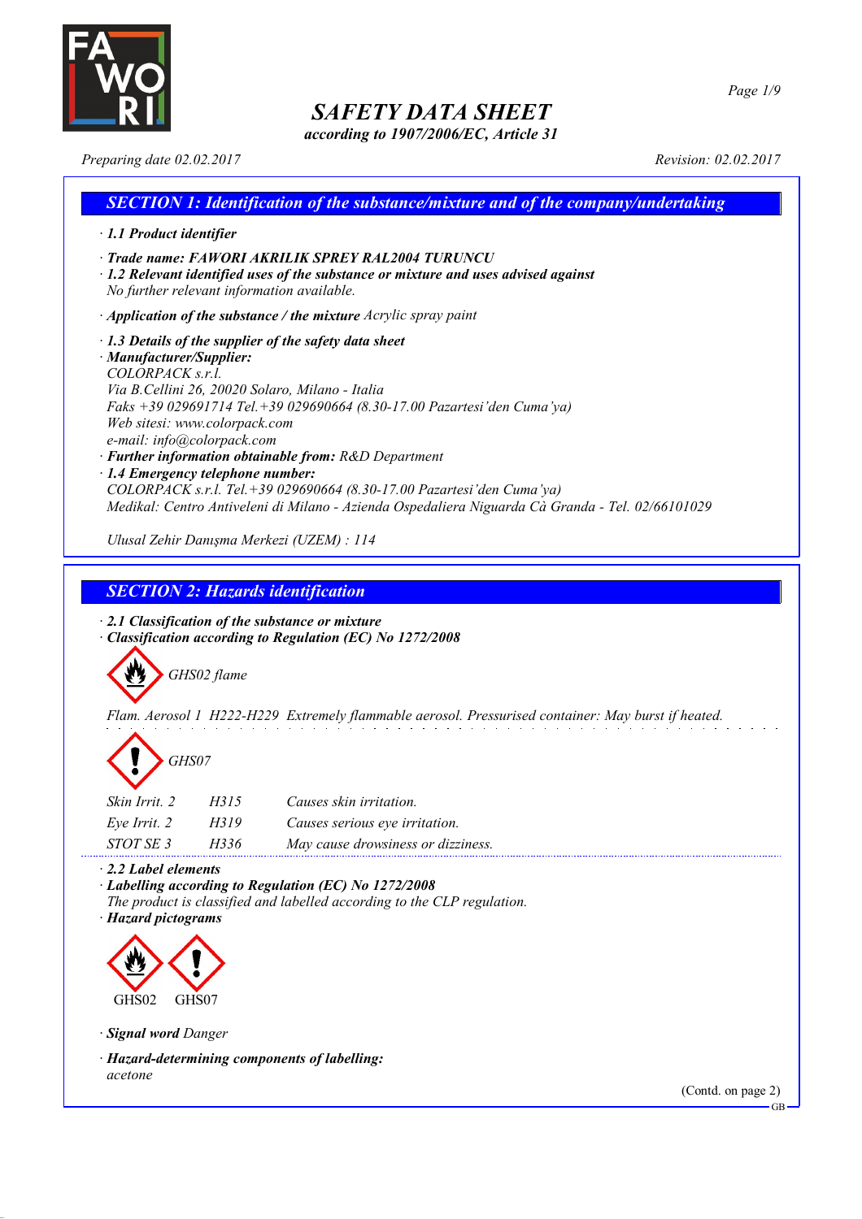# SAFETY DATA SHEET

*according to 1907/2006/EC, Article 31*

*Preparing date 02.02.2017* *Revision: 02.02.2017*

## SECTION 1: Identification of the substance/mixture and of the company/undertaking

· **1.1 Product identifier**

· **Trade name: FAWORI AKRILIK SPREY RAL2004 TURUNCU**

· **1.2 Relevant identified uses of the substance or mixture and uses advised against**
No further relevant information available.

· **Application of the substance / the mixture** Acrylic spray paint

· **1.3 Details of the supplier of the safety data sheet**

· **Manufacturer/Supplier:**
COLORPACK s.r.l.
Via B.Cellini 26, 20020 Solaro, Milano - Italia
Faks +39 029691714 Tel.+39 029690664 (8.30-17.00 Pazartesi'den Cuma'ya)
Web sitesi: www.colorpack.com
e-mail: info@colorpack.com

· **Further information obtainable from:** R&D Department

· **1.4 Emergency telephone number:**
COLORPACK s.r.l. Tel.+39 029690664 (8.30-17.00 Pazartesi'den Cuma'ya)
Medikal: Centro Antiveleni di Milano - Azienda Ospedaliera Niguarda Cà Granda - Tel. 02/66101029

Ulusal Zehir Danışma Merkezi (UZEM) : 114

## SECTION 2: Hazards identification

· **2.1 Classification of the substance or mixture**

· **Classification according to Regulation (EC) No 1272/2008**

GHS02 flame

Flam. Aerosol 1 H222-H229 Extremely flammable aerosol. Pressurised container: May burst if heated.

GHS07

| | | |
|---|---|---|
| Skin Irrit. 2 | H315 | Causes skin irritation. |
| Eye Irrit. 2 | H319 | Causes serious eye irritation. |
| STOT SE 3 | H336 | May cause drowsiness or dizziness. |

· **2.2 Label elements**

· **Labelling according to Regulation (EC) No 1272/2008**
The product is classified and labelled according to the CLP regulation.

· **Hazard pictograms**

GHS02 GHS07

· **Signal word** Danger

· **Hazard-determining components of labelling:**
acetone

(Contd. on page 2)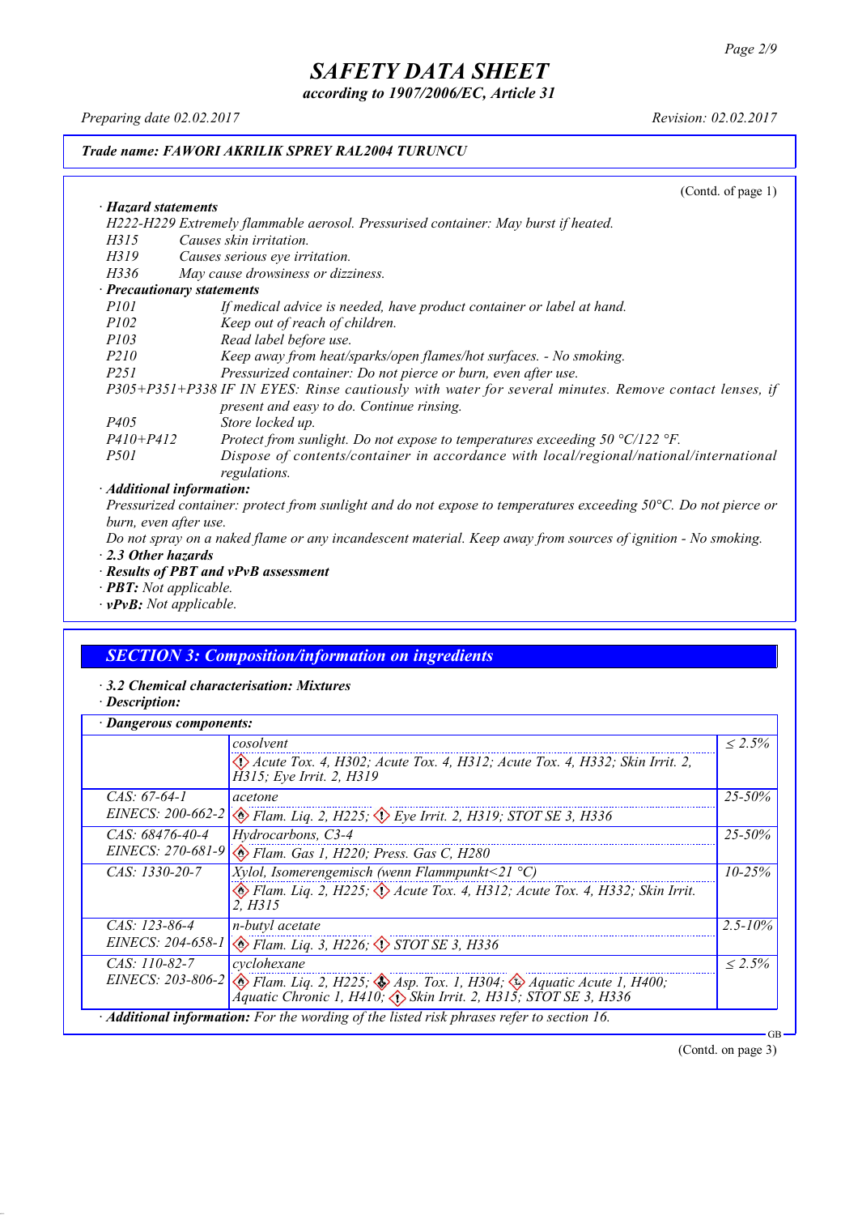*Trade name: FAWORI AKRILIK SPREY RAL2004 TURUNCU*

(Contd. of page 1)

· **Hazard statements**

H222-H229 Extremely flammable aerosol. Pressurised container: May burst if heated.

H315 Causes skin irritation.

H319 Causes serious eye irritation.

H336 May cause drowsiness or dizziness.

· **Precautionary statements**

P101 If medical advice is needed, have product container or label at hand.

P102 Keep out of reach of children.

P103 Read label before use.

P210 Keep away from heat/sparks/open flames/hot surfaces. - No smoking.

P251 Pressurized container: Do not pierce or burn, even after use.

P305+P351+P338 IF IN EYES: Rinse cautiously with water for several minutes. Remove contact lenses, if present and easy to do. Continue rinsing.

P405 Store locked up.

P410+P412 Protect from sunlight. Do not expose to temperatures exceeding 50 °C/122 °F.

P501 Dispose of contents/container in accordance with local/regional/national/international regulations.

· **Additional information:**

Pressurized container: protect from sunlight and do not expose to temperatures exceeding 50°C. Do not pierce or burn, even after use.

Do not spray on a naked flame or any incandescent material. Keep away from sources of ignition - No smoking.

· **2.3 Other hazards**

· **Results of PBT and vPvB assessment**

· **PBT:** Not applicable.

· **vPvB:** Not applicable.

## SECTION 3: Composition/information on ingredients

· **3.2 Chemical characterisation: Mixtures**

· **Description:**

· **Dangerous components:**

| Identifiers | Component / Classification | Content |
|---|---|---|
| | cosolvent<br>Acute Tox. 4, H302; Acute Tox. 4, H312; Acute Tox. 4, H332; Skin Irrit. 2, H315; Eye Irrit. 2, H319 | ≤ 2.5% |
| CAS: 67-64-1<br>EINECS: 200-662-2 | acetone<br>Flam. Liq. 2, H225; Eye Irrit. 2, H319; STOT SE 3, H336 | 25-50% |
| CAS: 68476-40-4<br>EINECS: 270-681-9 | Hydrocarbons, C3-4<br>Flam. Gas 1, H220; Press. Gas C, H280 | 25-50% |
| CAS: 1330-20-7 | Xylol, Isomerengemisch (wenn Flammpunkt<21 °C)<br>Flam. Liq. 2, H225; Acute Tox. 4, H312; Acute Tox. 4, H332; Skin Irrit. 2, H315 | 10-25% |
| CAS: 123-86-4<br>EINECS: 204-658-1 | n-butyl acetate<br>Flam. Liq. 3, H226; STOT SE 3, H336 | 2.5-10% |
| CAS: 110-82-7<br>EINECS: 203-806-2 | cyclohexane<br>Flam. Liq. 2, H225; Asp. Tox. 1, H304; Aquatic Acute 1, H400; Aquatic Chronic 1, H410; Skin Irrit. 2, H315; STOT SE 3, H336 | ≤ 2.5% |

· **Additional information:** For the wording of the listed risk phrases refer to section 16.

(Contd. on page 3)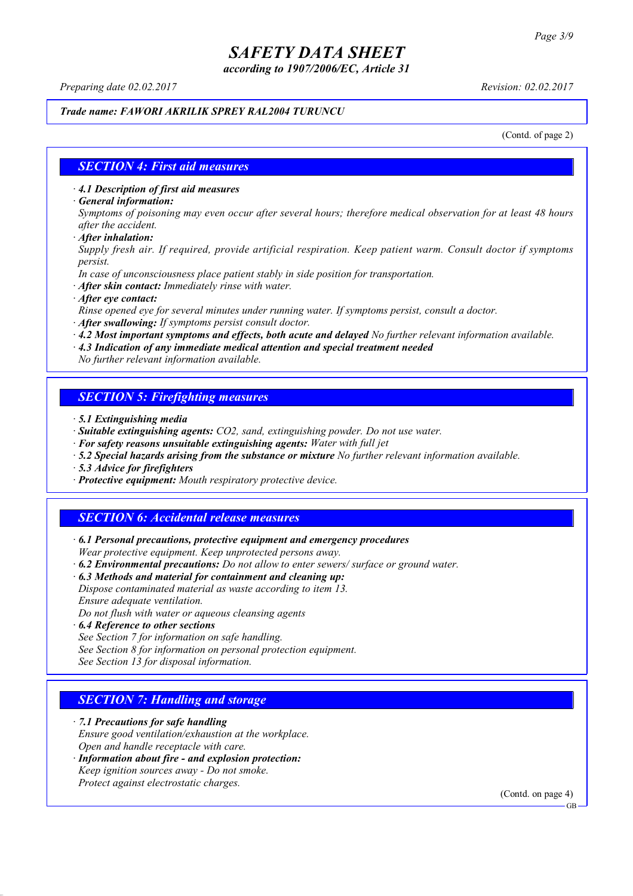# SAFETY DATA SHEET

*according to 1907/2006/EC, Article 31*

*Preparing date 02.02.2017* *Revision: 02.02.2017*

***Trade name: FAWORI AKRILIK SPREY RAL2004 TURUNCU***

(Contd. of page 2)

## SECTION 4: First aid measures

· ***4.1 Description of first aid measures***

· ***General information:***
*Symptoms of poisoning may even occur after several hours; therefore medical observation for at least 48 hours after the accident.*

· ***After inhalation:***
*Supply fresh air. If required, provide artificial respiration. Keep patient warm. Consult doctor if symptoms persist.*
*In case of unconsciousness place patient stably in side position for transportation.*

· ***After skin contact:*** *Immediately rinse with water.*

· ***After eye contact:***
*Rinse opened eye for several minutes under running water. If symptoms persist, consult a doctor.*

· ***After swallowing:*** *If symptoms persist consult doctor.*

· ***4.2 Most important symptoms and effects, both acute and delayed*** *No further relevant information available.*

· ***4.3 Indication of any immediate medical attention and special treatment needed***
*No further relevant information available.*

## SECTION 5: Firefighting measures

· ***5.1 Extinguishing media***

· ***Suitable extinguishing agents:*** *$CO_2$, sand, extinguishing powder. Do not use water.*

· ***For safety reasons unsuitable extinguishing agents:*** *Water with full jet*

· ***5.2 Special hazards arising from the substance or mixture*** *No further relevant information available.*

· ***5.3 Advice for firefighters***

· ***Protective equipment:*** *Mouth respiratory protective device.*

## SECTION 6: Accidental release measures

· ***6.1 Personal precautions, protective equipment and emergency procedures***
*Wear protective equipment. Keep unprotected persons away.*

· ***6.2 Environmental precautions:*** *Do not allow to enter sewers/ surface or ground water.*

· ***6.3 Methods and material for containment and cleaning up:***
*Dispose contaminated material as waste according to item 13.*
*Ensure adequate ventilation.*
*Do not flush with water or aqueous cleansing agents*

· ***6.4 Reference to other sections***
*See Section 7 for information on safe handling.*
*See Section 8 for information on personal protection equipment.*
*See Section 13 for disposal information.*

## SECTION 7: Handling and storage

· ***7.1 Precautions for safe handling***
*Ensure good ventilation/exhaustion at the workplace.*
*Open and handle receptacle with care.*

· ***Information about fire - and explosion protection:***
*Keep ignition sources away - Do not smoke.*
*Protect against electrostatic charges.*

(Contd. on page 4)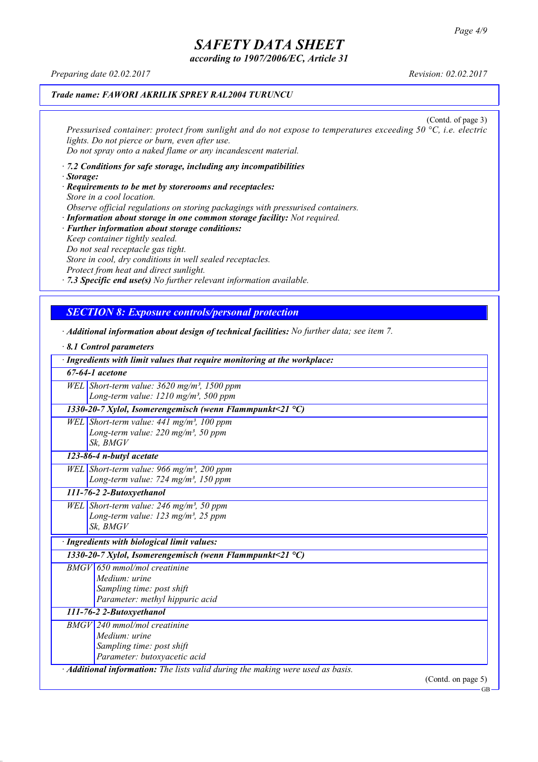*Trade name: FAWORI AKRILIK SPREY RAL2004 TURUNCU*

(Contd. of page 3)

*Pressurised container: protect from sunlight and do not expose to temperatures exceeding 50 °C, i.e. electric lights. Do not pierce or burn, even after use.*
*Do not spray onto a naked flame or any incandescent material.*

· ***7.2 Conditions for safe storage, including any incompatibilities***
· ***Storage:***
· ***Requirements to be met by storerooms and receptacles:***
*Store in a cool location.*
*Observe official regulations on storing packagings with pressurised containers.*
· ***Information about storage in one common storage facility:*** *Not required.*
· ***Further information about storage conditions:***
*Keep container tightly sealed.*
*Do not seal receptacle gas tight.*
*Store in cool, dry conditions in well sealed receptacles.*
*Protect from heat and direct sunlight.*
· ***7.3 Specific end use(s)*** *No further relevant information available.*

## *SECTION 8: Exposure controls/personal protection*

· ***Additional information about design of technical facilities:*** *No further data; see item 7.*

· ***8.1 Control parameters***

| · **Ingredients with limit values that require monitoring at the workplace:** | |
|---|---|
| **67-64-1 acetone** | |
| WEL | Short-term value: 3620 mg/m³, 1500 ppm<br>Long-term value: 1210 mg/m³, 500 ppm |
| **1330-20-7 Xylol, Isomerengemisch (wenn Flammpunkt<21 °C)** | |
| WEL | Short-term value: 441 mg/m³, 100 ppm<br>Long-term value: 220 mg/m³, 50 ppm<br>Sk, BMGV |
| **123-86-4 n-butyl acetate** | |
| WEL | Short-term value: 966 mg/m³, 200 ppm<br>Long-term value: 724 mg/m³, 150 ppm |
| **111-76-2 2-Butoxyethanol** | |
| WEL | Short-term value: 246 mg/m³, 50 ppm<br>Long-term value: 123 mg/m³, 25 ppm<br>Sk, BMGV |

| · **Ingredients with biological limit values:** | |
|---|---|
| **1330-20-7 Xylol, Isomerengemisch (wenn Flammpunkt<21 °C)** | |
| BMGV | 650 mmol/mol creatinine<br>Medium: urine<br>Sampling time: post shift<br>Parameter: methyl hippuric acid |
| **111-76-2 2-Butoxyethanol** | |
| BMGV | 240 mmol/mol creatinine<br>Medium: urine<br>Sampling time: post shift<br>Parameter: butoxyacetic acid |

· ***Additional information:*** *The lists valid during the making were used as basis.*

(Contd. on page 5)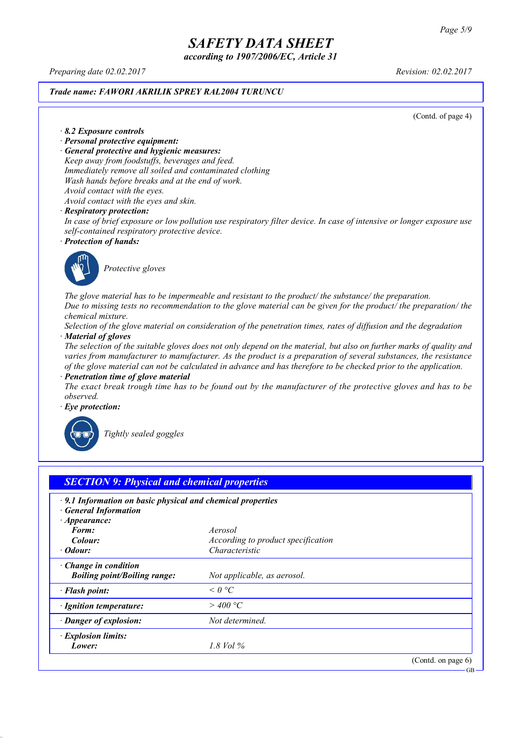# SAFETY DATA SHEET

*according to 1907/2006/EC, Article 31*

*Preparing date 02.02.2017* *Revision: 02.02.2017*

***Trade name: FAWORI AKRILIK SPREY RAL2004 TURUNCU***

(Contd. of page 4)

· ***8.2 Exposure controls***

· ***Personal protective equipment:***

· ***General protective and hygienic measures:***

*Keep away from foodstuffs, beverages and feed.*
*Immediately remove all soiled and contaminated clothing*
*Wash hands before breaks and at the end of work.*
*Avoid contact with the eyes.*
*Avoid contact with the eyes and skin.*

· ***Respiratory protection:***

*In case of brief exposure or low pollution use respiratory filter device. In case of intensive or longer exposure use self-contained respiratory protective device.*

· ***Protection of hands:***

*Protective gloves*

*The glove material has to be impermeable and resistant to the product/ the substance/ the preparation.*
*Due to missing tests no recommendation to the glove material can be given for the product/ the preparation/ the chemical mixture.*
*Selection of the glove material on consideration of the penetration times, rates of diffusion and the degradation*

· ***Material of gloves***

*The selection of the suitable gloves does not only depend on the material, but also on further marks of quality and varies from manufacturer to manufacturer. As the product is a preparation of several substances, the resistance of the glove material can not be calculated in advance and has therefore to be checked prior to the application.*

· ***Penetration time of glove material***

*The exact break trough time has to be found out by the manufacturer of the protective gloves and has to be observed.*

· ***Eye protection:***

*Tightly sealed goggles*

## SECTION 9: Physical and chemical properties

· ***9.1 Information on basic physical and chemical properties***

· ***General Information***

| | |
|---|---|
| · **Appearance:** | |
| **Form:** | *Aerosol* |
| **Colour:** | *According to product specification* |
| · **Odour:** | *Characteristic* |
| · **Change in condition** | |
| **Boiling point/Boiling range:** | *Not applicable, as aerosol.* |
| · **Flash point:** | *< 0 °C* |
| · **Ignition temperature:** | *> 400 °C* |
| · **Danger of explosion:** | *Not determined.* |
| · **Explosion limits:** | |
| **Lower:** | *1.8 Vol %* |

(Contd. on page 6)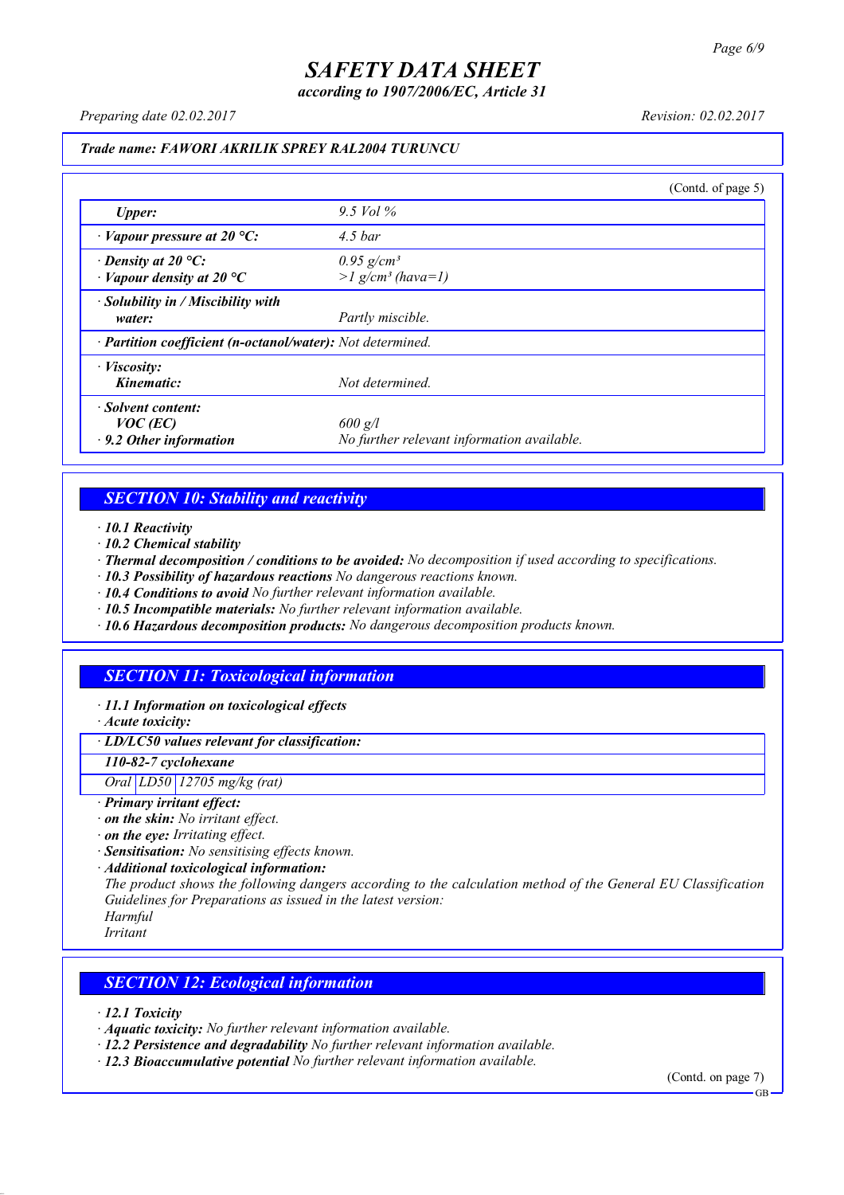**Trade name: FAWORI AKRILIK SPREY RAL2004 TURUNCU**

(Contd. of page 5)

| | |
|---|---|
| *Upper:* | *9.5 Vol %* |
| *· Vapour pressure at 20 °C:* | *4.5 bar* |
| *· Density at 20 °C:*<br>*· Vapour density at 20 °C* | *0.95 g/cm³*<br>*>1 g/cm³ (hava=1)* |
| *· Solubility in / Miscibility with water:* | *Partly miscible.* |
| *· Partition coefficient (n-octanol/water):* | *Not determined.* |
| *· Viscosity:*<br>*Kinematic:* | *Not determined.* |
| *· Solvent content:*<br>*VOC (EC)*<br>*· 9.2 Other information* | <br>*600 g/l*<br>*No further relevant information available.* |

## SECTION 10: Stability and reactivity

- ***10.1 Reactivity***
- ***10.2 Chemical stability***
- ***Thermal decomposition / conditions to be avoided:*** *No decomposition if used according to specifications.*
- ***10.3 Possibility of hazardous reactions*** *No dangerous reactions known.*
- ***10.4 Conditions to avoid*** *No further relevant information available.*
- ***10.5 Incompatible materials:*** *No further relevant information available.*
- ***10.6 Hazardous decomposition products:*** *No dangerous decomposition products known.*

## SECTION 11: Toxicological information

- ***11.1 Information on toxicological effects***
- ***Acute toxicity:***

| *· LD/LC50 values relevant for classification:* | | |
|---|---|---|
| ***110-82-7 cyclohexane*** | | |
| *Oral* | *LD50* | *12705 mg/kg (rat)* |

- ***Primary irritant effect:***
- ***on the skin:*** *No irritant effect.*
- ***on the eye:*** *Irritating effect.*
- ***Sensitisation:*** *No sensitising effects known.*
- ***Additional toxicological information:***

*The product shows the following dangers according to the calculation method of the General EU Classification Guidelines for Preparations as issued in the latest version:*
*Harmful*
*Irritant*

## SECTION 12: Ecological information

- ***12.1 Toxicity***
- ***Aquatic toxicity:*** *No further relevant information available.*
- ***12.2 Persistence and degradability*** *No further relevant information available.*
- ***12.3 Bioaccumulative potential*** *No further relevant information available.*

(Contd. on page 7)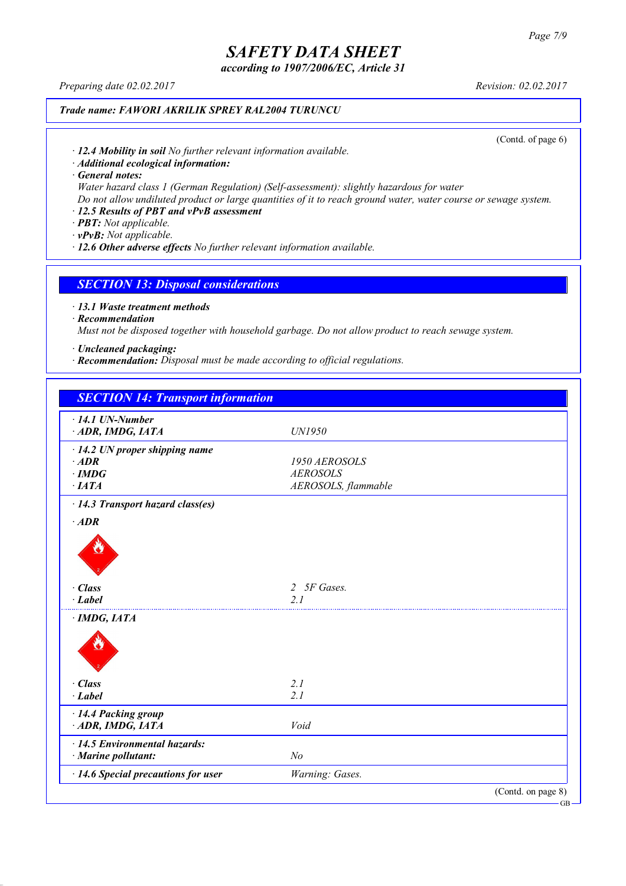# SAFETY DATA SHEET

*according to 1907/2006/EC, Article 31*

Preparing date 02.02.2017 Revision: 02.02.2017

**Trade name: FAWORI AKRILIK SPREY RAL2004 TURUNCU**

(Contd. of page 6)

- **12.4 Mobility in soil** No further relevant information available.
- **Additional ecological information:**
- **General notes:**

  Water hazard class 1 (German Regulation) (Self-assessment): slightly hazardous for water

  Do not allow undiluted product or large quantities of it to reach ground water, water course or sewage system.
- **12.5 Results of PBT and vPvB assessment**
- **PBT:** Not applicable.
- **vPvB:** Not applicable.
- **12.6 Other adverse effects** No further relevant information available.

## SECTION 13: Disposal considerations

- **13.1 Waste treatment methods**
- **Recommendation**

  Must not be disposed together with household garbage. Do not allow product to reach sewage system.

- **Uncleaned packaging:**
- **Recommendation:** Disposal must be made according to official regulations.

## SECTION 14: Transport information

| | |
|---|---|
| **· 14.1 UN-Number** | |
| **· ADR, IMDG, IATA** | UN1950 |
| **· 14.2 UN proper shipping name** | |
| **· ADR** | 1950 AEROSOLS |
| **· IMDG** | AEROSOLS |
| **· IATA** | AEROSOLS, flammable |
| **· 14.3 Transport hazard class(es)** | |
| **· ADR** | |
| **· Class** | 2 5F Gases. |
| **· Label** | 2.1 |
| **· IMDG, IATA** | |
| **· Class** | 2.1 |
| **· Label** | 2.1 |
| **· 14.4 Packing group** | |
| **· ADR, IMDG, IATA** | Void |
| **· 14.5 Environmental hazards:** | |
| **· Marine pollutant:** | No |
| **· 14.6 Special precautions for user** | Warning: Gases. |

(Contd. on page 8)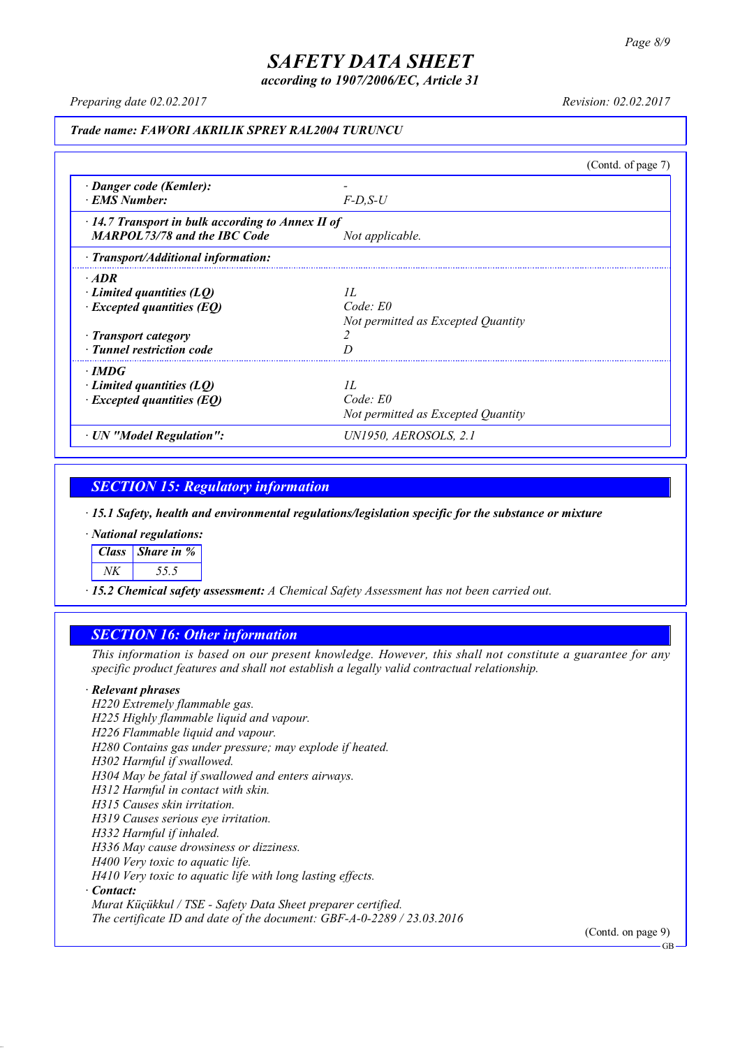**Trade name: FAWORI AKRILIK SPREY RAL2004 TURUNCU**

(Contd. of page 7)

| | |
|---|---|
| · **Danger code (Kemler):** | - |
| · **EMS Number:** | F-D,S-U |
| · **14.7 Transport in bulk according to Annex II of MARPOL73/78 and the IBC Code** | Not applicable. |
| · **Transport/Additional information:** | |
| · **ADR** | |
| · **Limited quantities (LQ)** | 1L |
| · **Excepted quantities (EQ)** | Code: E0<br>Not permitted as Excepted Quantity |
| · **Transport category** | 2 |
| · **Tunnel restriction code** | D |
| · **IMDG** | |
| · **Limited quantities (LQ)** | 1L |
| · **Excepted quantities (EQ)** | Code: E0<br>Not permitted as Excepted Quantity |
| · **UN "Model Regulation":** | UN1950, AEROSOLS, 2.1 |

## SECTION 15: Regulatory information

· **15.1 Safety, health and environmental regulations/legislation specific for the substance or mixture**

· **National regulations:**

| Class | Share in % |
|---|---|
| NK | 55.5 |

· **15.2 Chemical safety assessment:** A Chemical Safety Assessment has not been carried out.

## SECTION 16: Other information

This information is based on our present knowledge. However, this shall not constitute a guarantee for any specific product features and shall not establish a legally valid contractual relationship.

· **Relevant phrases**

H220 Extremely flammable gas.
H225 Highly flammable liquid and vapour.
H226 Flammable liquid and vapour.
H280 Contains gas under pressure; may explode if heated.
H302 Harmful if swallowed.
H304 May be fatal if swallowed and enters airways.
H312 Harmful in contact with skin.
H315 Causes skin irritation.
H319 Causes serious eye irritation.
H332 Harmful if inhaled.
H336 May cause drowsiness or dizziness.
H400 Very toxic to aquatic life.
H410 Very toxic to aquatic life with long lasting effects.

· **Contact:**

Murat Küçükkul / TSE - Safety Data Sheet preparer certified.
The certificate ID and date of the document: GBF-A-0-2289 / 23.03.2016

(Contd. on page 9)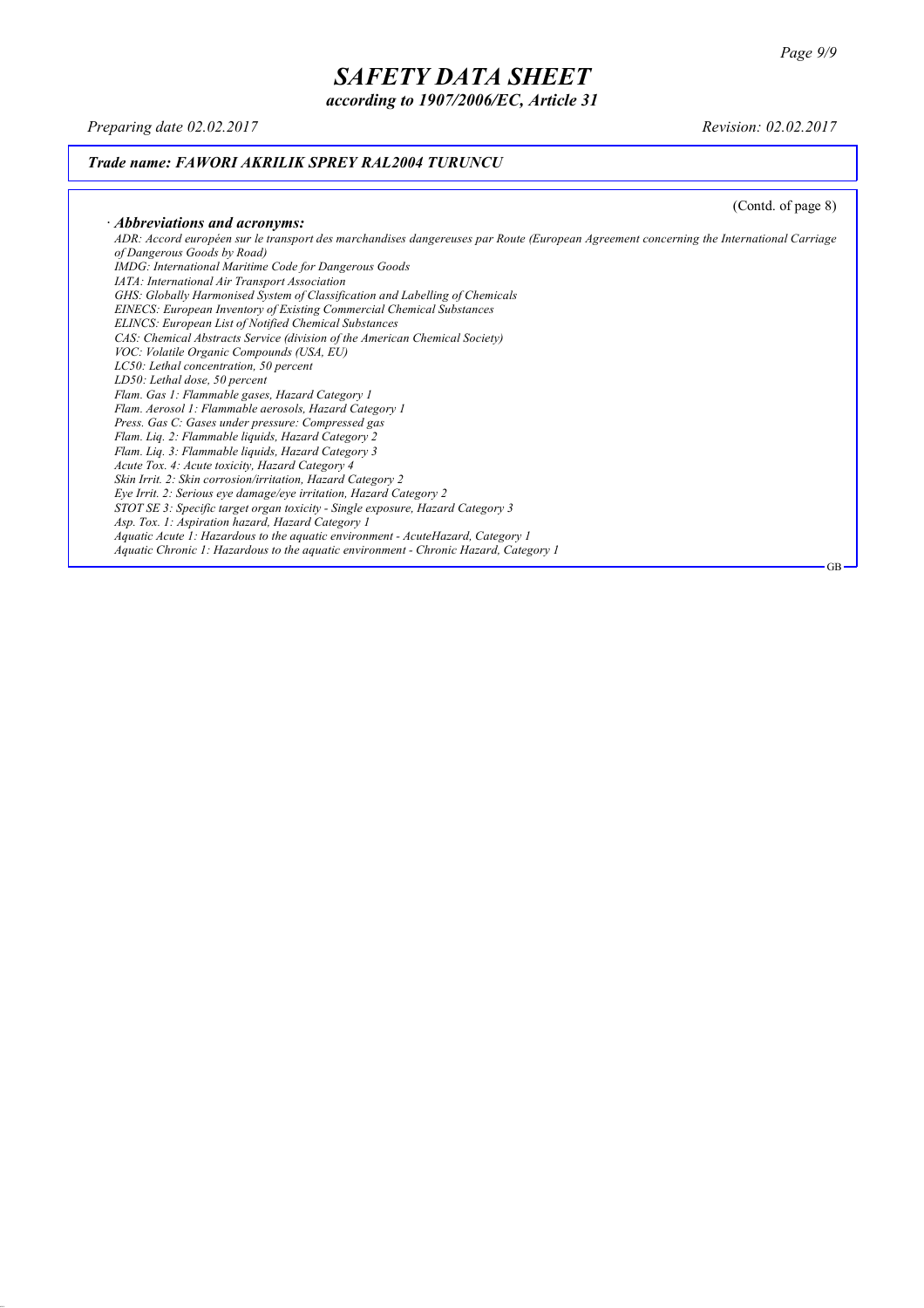(Contd. of page 8)

· ***Abbreviations and acronyms:***

*ADR: Accord européen sur le transport des marchandises dangereuses par Route (European Agreement concerning the International Carriage of Dangerous Goods by Road)*
*IMDG: International Maritime Code for Dangerous Goods*
*IATA: International Air Transport Association*
*GHS: Globally Harmonised System of Classification and Labelling of Chemicals*
*EINECS: European Inventory of Existing Commercial Chemical Substances*
*ELINCS: European List of Notified Chemical Substances*
*CAS: Chemical Abstracts Service (division of the American Chemical Society)*
*VOC: Volatile Organic Compounds (USA, EU)*
*LC50: Lethal concentration, 50 percent*
*LD50: Lethal dose, 50 percent*
*Flam. Gas 1: Flammable gases, Hazard Category 1*
*Flam. Aerosol 1: Flammable aerosols, Hazard Category 1*
*Press. Gas C: Gases under pressure: Compressed gas*
*Flam. Liq. 2: Flammable liquids, Hazard Category 2*
*Flam. Liq. 3: Flammable liquids, Hazard Category 3*
*Acute Tox. 4: Acute toxicity, Hazard Category 4*
*Skin Irrit. 2: Skin corrosion/irritation, Hazard Category 2*
*Eye Irrit. 2: Serious eye damage/eye irritation, Hazard Category 2*
*STOT SE 3: Specific target organ toxicity - Single exposure, Hazard Category 3*
*Asp. Tox. 1: Aspiration hazard, Hazard Category 1*
*Aquatic Acute 1: Hazardous to the aquatic environment - AcuteHazard, Category 1*
*Aquatic Chronic 1: Hazardous to the aquatic environment - Chronic Hazard, Category 1*